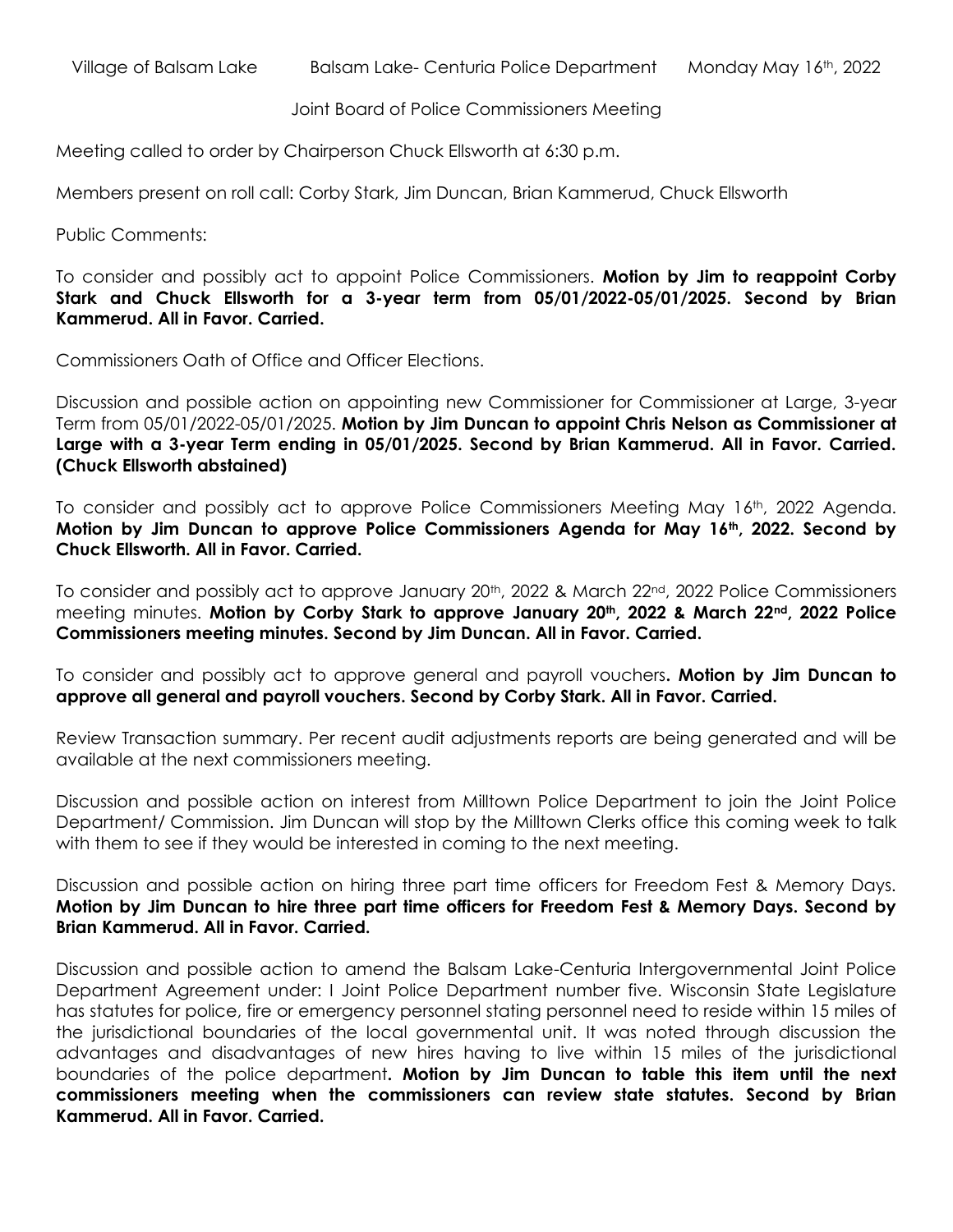Village of Balsam Lake     Balsam Lake- Centuria Police Department     Monday May 16th, 2022

Joint Board of Police Commissioners Meeting

Meeting called to order by Chairperson Chuck Ellsworth at 6:30 p.m.

Members present on roll call: Corby Stark, Jim Duncan, Brian Kammerud, Chuck Ellsworth

Public Comments:

To consider and possibly act to appoint Police Commissioners. **Motion by Jim to reappoint Corby Stark and Chuck Ellsworth for a 3-year term from 05/01/2022-05/01/2025. Second by Brian Kammerud. All in Favor. Carried.**

Commissioners Oath of Office and Officer Elections.

Discussion and possible action on appointing new Commissioner for Commissioner at Large, 3-year Term from 05/01/2022-05/01/2025. **Motion by Jim Duncan to appoint Chris Nelson as Commissioner at Large with a 3-year Term ending in 05/01/2025. Second by Brian Kammerud. All in Favor. Carried. (Chuck Ellsworth abstained)**

To consider and possibly act to approve Police Commissioners Meeting May 16th, 2022 Agenda. **Motion by Jim Duncan to approve Police Commissioners Agenda for May 16th, 2022. Second by Chuck Ellsworth. All in Favor. Carried.**

To consider and possibly act to approve January 20th, 2022 & March 22nd, 2022 Police Commissioners meeting minutes. **Motion by Corby Stark to approve January 20th, 2022 & March 22nd, 2022 Police Commissioners meeting minutes. Second by Jim Duncan. All in Favor. Carried.**

To consider and possibly act to approve general and payroll vouchers**. Motion by Jim Duncan to approve all general and payroll vouchers. Second by Corby Stark. All in Favor. Carried.**

Review Transaction summary. Per recent audit adjustments reports are being generated and will be available at the next commissioners meeting.

Discussion and possible action on interest from Milltown Police Department to join the Joint Police Department/ Commission. Jim Duncan will stop by the Milltown Clerks office this coming week to talk with them to see if they would be interested in coming to the next meeting.

Discussion and possible action on hiring three part time officers for Freedom Fest & Memory Days. **Motion by Jim Duncan to hire three part time officers for Freedom Fest & Memory Days. Second by Brian Kammerud. All in Favor. Carried.**

Discussion and possible action to amend the Balsam Lake-Centuria Intergovernmental Joint Police Department Agreement under: I Joint Police Department number five. Wisconsin State Legislature has statutes for police, fire or emergency personnel stating personnel need to reside within 15 miles of the jurisdictional boundaries of the local governmental unit. It was noted through discussion the advantages and disadvantages of new hires having to live within 15 miles of the jurisdictional boundaries of the police department**. Motion by Jim Duncan to table this item until the next commissioners meeting when the commissioners can review state statutes. Second by Brian Kammerud. All in Favor. Carried.**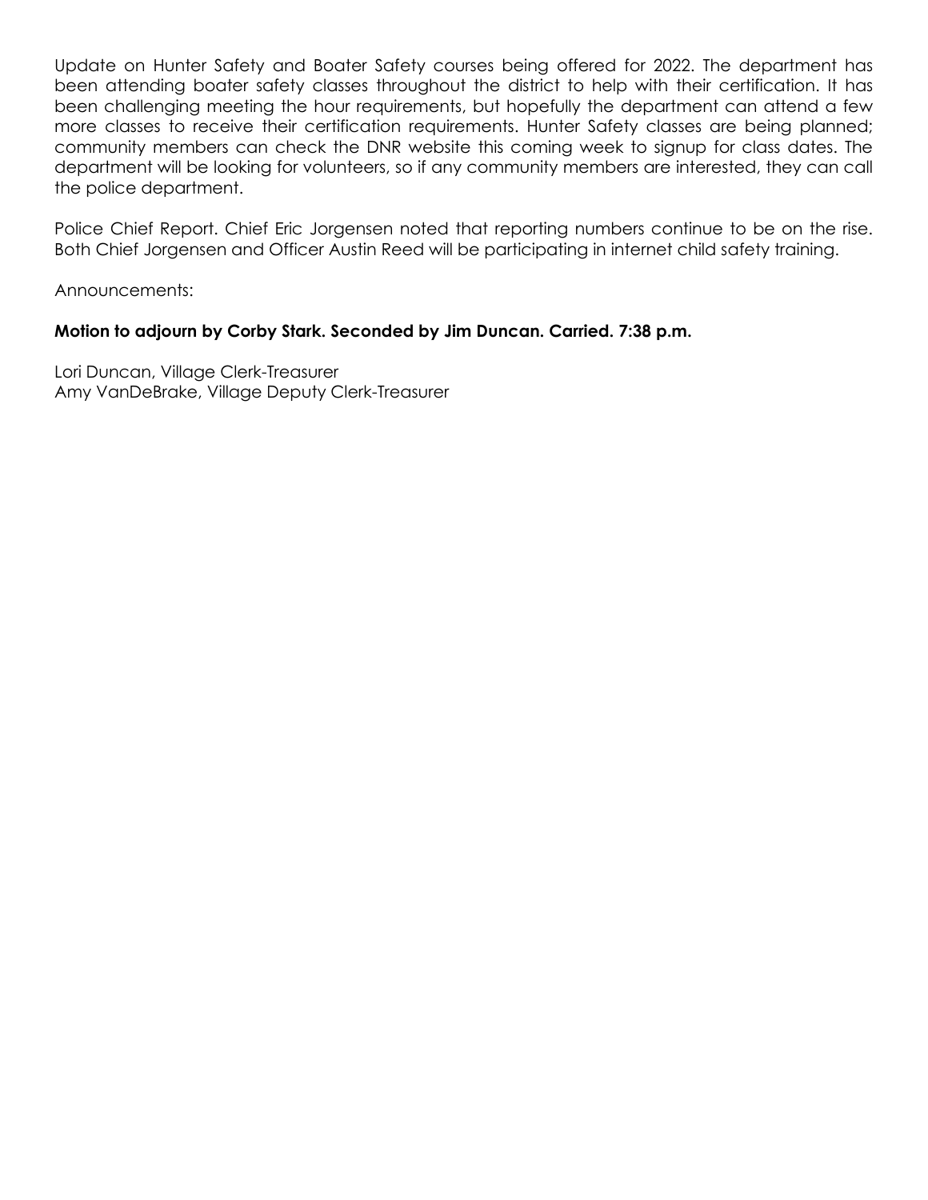Update on Hunter Safety and Boater Safety courses being offered for 2022. The department has been attending boater safety classes throughout the district to help with their certification. It has been challenging meeting the hour requirements, but hopefully the department can attend a few more classes to receive their certification requirements. Hunter Safety classes are being planned; community members can check the DNR website this coming week to signup for class dates. The department will be looking for volunteers, so if any community members are interested, they can call the police department.

Police Chief Report. Chief Eric Jorgensen noted that reporting numbers continue to be on the rise. Both Chief Jorgensen and Officer Austin Reed will be participating in internet child safety training.

Announcements:

**Motion to adjourn by Corby Stark. Seconded by Jim Duncan. Carried. 7:38 p.m.**

Lori Duncan, Village Clerk-Treasurer
Amy VanDeBrake, Village Deputy Clerk-Treasurer